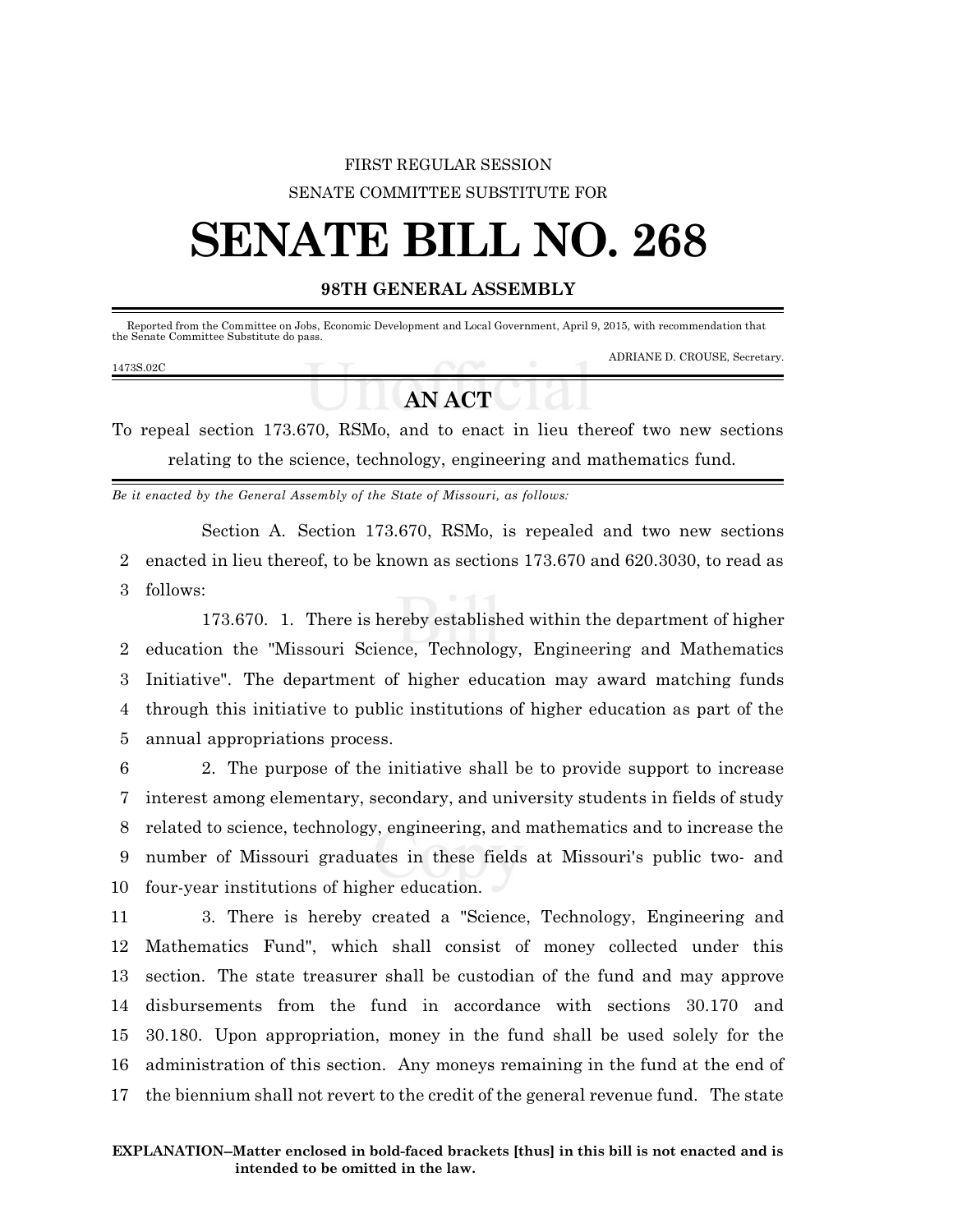FIRST REGULAR SESSION

SENATE COMMITTEE SUBSTITUTE FOR

# SENATE BILL NO. 268

## 98TH GENERAL ASSEMBLY

Reported from the Committee on Jobs, Economic Development and Local Government, April 9, 2015, with recommendation that the Senate Committee Substitute do pass.

ADRIANE D. CROUSE, Secretary.

1473S.02C

## AN ACT

To repeal section 173.670, RSMo, and to enact in lieu thereof two new sections relating to the science, technology, engineering and mathematics fund.

*Be it enacted by the General Assembly of the State of Missouri, as follows:*

Section A. Section 173.670, RSMo, is repealed and two new sections enacted in lieu thereof, to be known as sections 173.670 and 620.3030, to read as follows:

173.670. 1. There is hereby established within the department of higher education the "Missouri Science, Technology, Engineering and Mathematics Initiative". The department of higher education may award matching funds through this initiative to public institutions of higher education as part of the annual appropriations process.

2. The purpose of the initiative shall be to provide support to increase interest among elementary, secondary, and university students in fields of study related to science, technology, engineering, and mathematics and to increase the number of Missouri graduates in these fields at Missouri's public two- and four-year institutions of higher education.

3. There is hereby created a "Science, Technology, Engineering and Mathematics Fund", which shall consist of money collected under this section. The state treasurer shall be custodian of the fund and may approve disbursements from the fund in accordance with sections 30.170 and 30.180. Upon appropriation, money in the fund shall be used solely for the administration of this section. Any moneys remaining in the fund at the end of the biennium shall not revert to the credit of the general revenue fund. The state

**EXPLANATION–Matter enclosed in bold-faced brackets [thus] in this bill is not enacted and is intended to be omitted in the law.**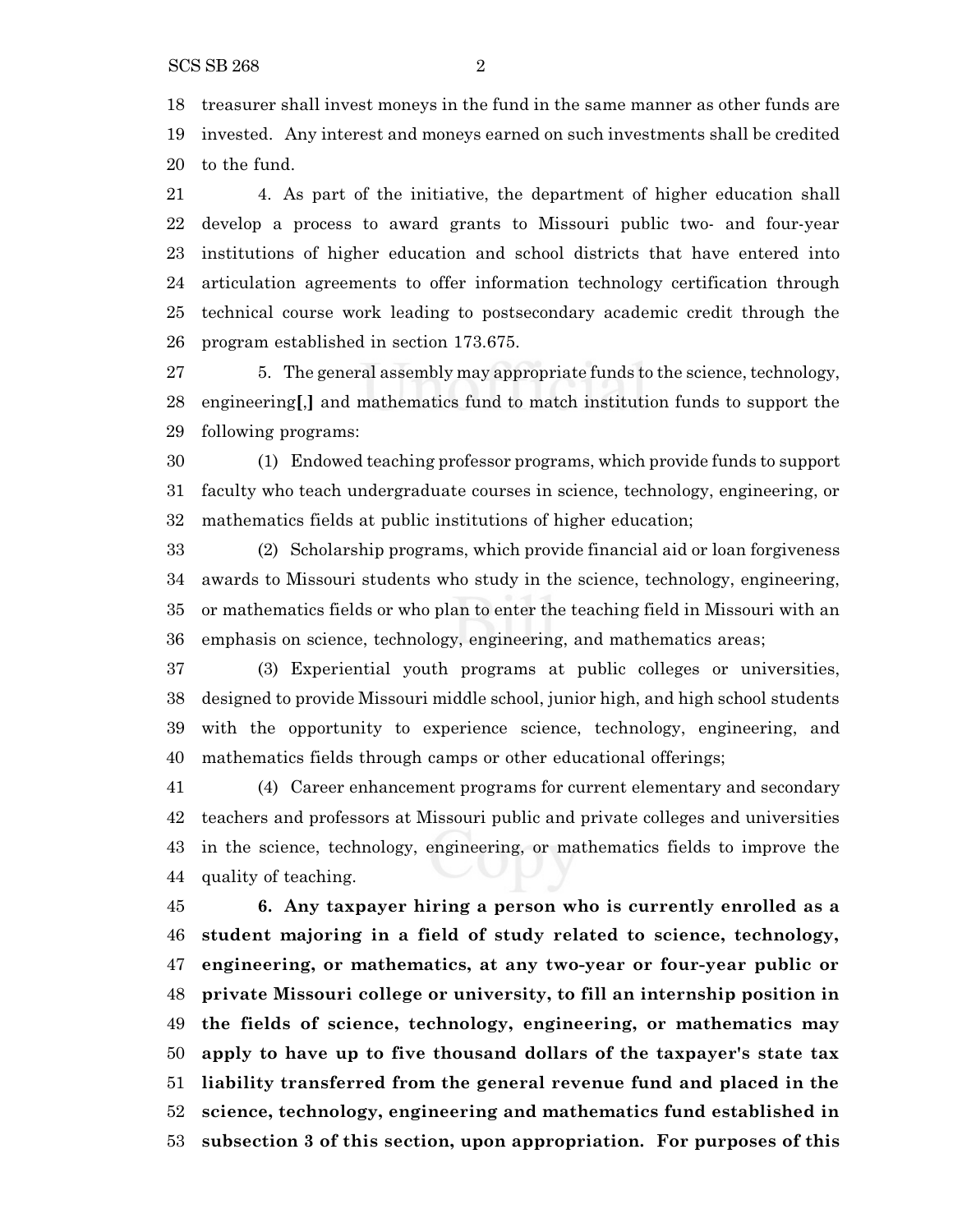treasurer shall invest moneys in the fund in the same manner as other funds are invested. Any interest and moneys earned on such investments shall be credited to the fund.

4. As part of the initiative, the department of higher education shall develop a process to award grants to Missouri public two- and four-year institutions of higher education and school districts that have entered into articulation agreements to offer information technology certification through technical course work leading to postsecondary academic credit through the program established in section 173.675.

5. The general assembly may appropriate funds to the science, technology, engineering[,] and mathematics fund to match institution funds to support the following programs:

(1) Endowed teaching professor programs, which provide funds to support faculty who teach undergraduate courses in science, technology, engineering, or mathematics fields at public institutions of higher education;

(2) Scholarship programs, which provide financial aid or loan forgiveness awards to Missouri students who study in the science, technology, engineering, or mathematics fields or who plan to enter the teaching field in Missouri with an emphasis on science, technology, engineering, and mathematics areas;

(3) Experiential youth programs at public colleges or universities, designed to provide Missouri middle school, junior high, and high school students with the opportunity to experience science, technology, engineering, and mathematics fields through camps or other educational offerings;

(4) Career enhancement programs for current elementary and secondary teachers and professors at Missouri public and private colleges and universities in the science, technology, engineering, or mathematics fields to improve the quality of teaching.

**6. Any taxpayer hiring a person who is currently enrolled as a student majoring in a field of study related to science, technology, engineering, or mathematics, at any two-year or four-year public or private Missouri college or university, to fill an internship position in the fields of science, technology, engineering, or mathematics may apply to have up to five thousand dollars of the taxpayer's state tax liability transferred from the general revenue fund and placed in the science, technology, engineering and mathematics fund established in subsection 3 of this section, upon appropriation. For purposes of this**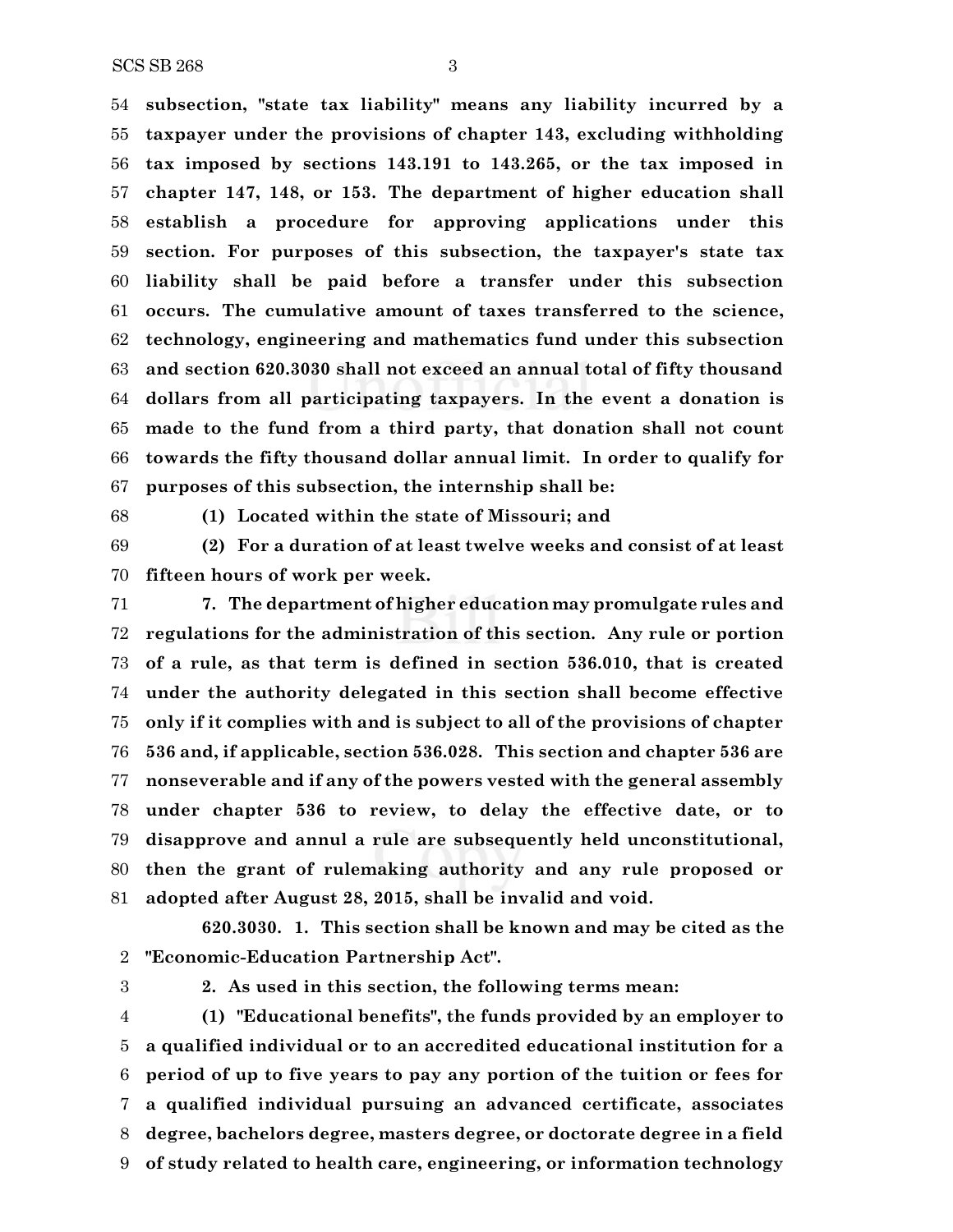**subsection, "state tax liability" means any liability incurred by a taxpayer under the provisions of chapter 143, excluding withholding tax imposed by sections 143.191 to 143.265, or the tax imposed in chapter 147, 148, or 153. The department of higher education shall establish a procedure for approving applications under this section. For purposes of this subsection, the taxpayer's state tax liability shall be paid before a transfer under this subsection occurs. The cumulative amount of taxes transferred to the science, technology, engineering and mathematics fund under this subsection and section 620.3030 shall not exceed an annual total of fifty thousand dollars from all participating taxpayers. In the event a donation is made to the fund from a third party, that donation shall not count towards the fifty thousand dollar annual limit. In order to qualify for purposes of this subsection, the internship shall be:**

**(1) Located within the state of Missouri; and**

**(2) For a duration of at least twelve weeks and consist of at least fifteen hours of work per week.**

**7. The department of higher education may promulgate rules and regulations for the administration of this section. Any rule or portion of a rule, as that term is defined in section 536.010, that is created under the authority delegated in this section shall become effective only if it complies with and is subject to all of the provisions of chapter 536 and, if applicable, section 536.028. This section and chapter 536 are nonseverable and if any of the powers vested with the general assembly under chapter 536 to review, to delay the effective date, or to disapprove and annul a rule are subsequently held unconstitutional, then the grant of rulemaking authority and any rule proposed or adopted after August 28, 2015, shall be invalid and void.**

**620.3030. 1. This section shall be known and may be cited as the "Economic-Education Partnership Act".**

**2. As used in this section, the following terms mean:**

**(1) "Educational benefits", the funds provided by an employer to a qualified individual or to an accredited educational institution for a period of up to five years to pay any portion of the tuition or fees for a qualified individual pursuing an advanced certificate, associates degree, bachelors degree, masters degree, or doctorate degree in a field of study related to health care, engineering, or information technology**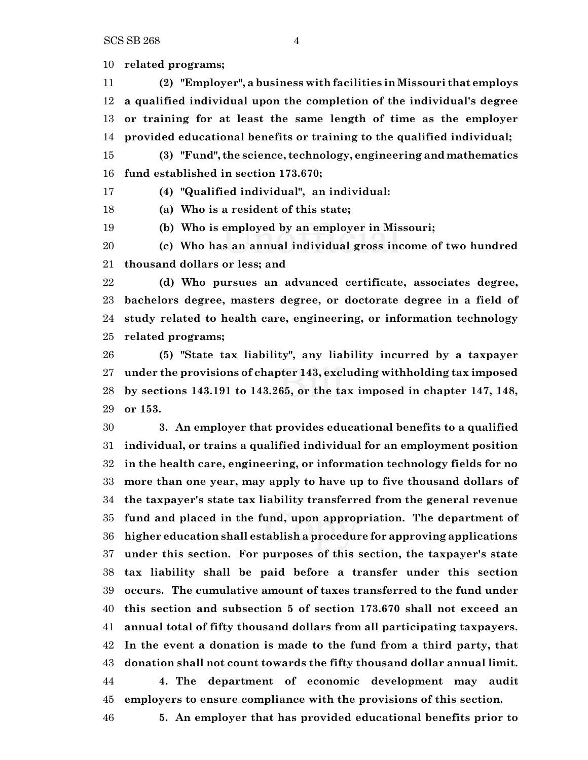**related programs;**

**(2) "Employer", a business with facilities in Missouri that employs a qualified individual upon the completion of the individual's degree or training for at least the same length of time as the employer provided educational benefits or training to the qualified individual;**

**(3) "Fund", the science, technology, engineering and mathematics fund established in section 173.670;**

**(4) "Qualified individual", an individual:**

**(a) Who is a resident of this state;**

**(b) Who is employed by an employer in Missouri;**

**(c) Who has an annual individual gross income of two hundred thousand dollars or less; and**

**(d) Who pursues an advanced certificate, associates degree, bachelors degree, masters degree, or doctorate degree in a field of study related to health care, engineering, or information technology related programs;**

**(5) "State tax liability", any liability incurred by a taxpayer under the provisions of chapter 143, excluding withholding tax imposed by sections 143.191 to 143.265, or the tax imposed in chapter 147, 148, or 153.**

**3. An employer that provides educational benefits to a qualified individual, or trains a qualified individual for an employment position in the health care, engineering, or information technology fields for no more than one year, may apply to have up to five thousand dollars of the taxpayer's state tax liability transferred from the general revenue fund and placed in the fund, upon appropriation. The department of higher education shall establish a procedure for approving applications under this section. For purposes of this section, the taxpayer's state tax liability shall be paid before a transfer under this section occurs. The cumulative amount of taxes transferred to the fund under this section and subsection 5 of section 173.670 shall not exceed an annual total of fifty thousand dollars from all participating taxpayers. In the event a donation is made to the fund from a third party, that donation shall not count towards the fifty thousand dollar annual limit.**

**4. The department of economic development may audit employers to ensure compliance with the provisions of this section.**

**5. An employer that has provided educational benefits prior to**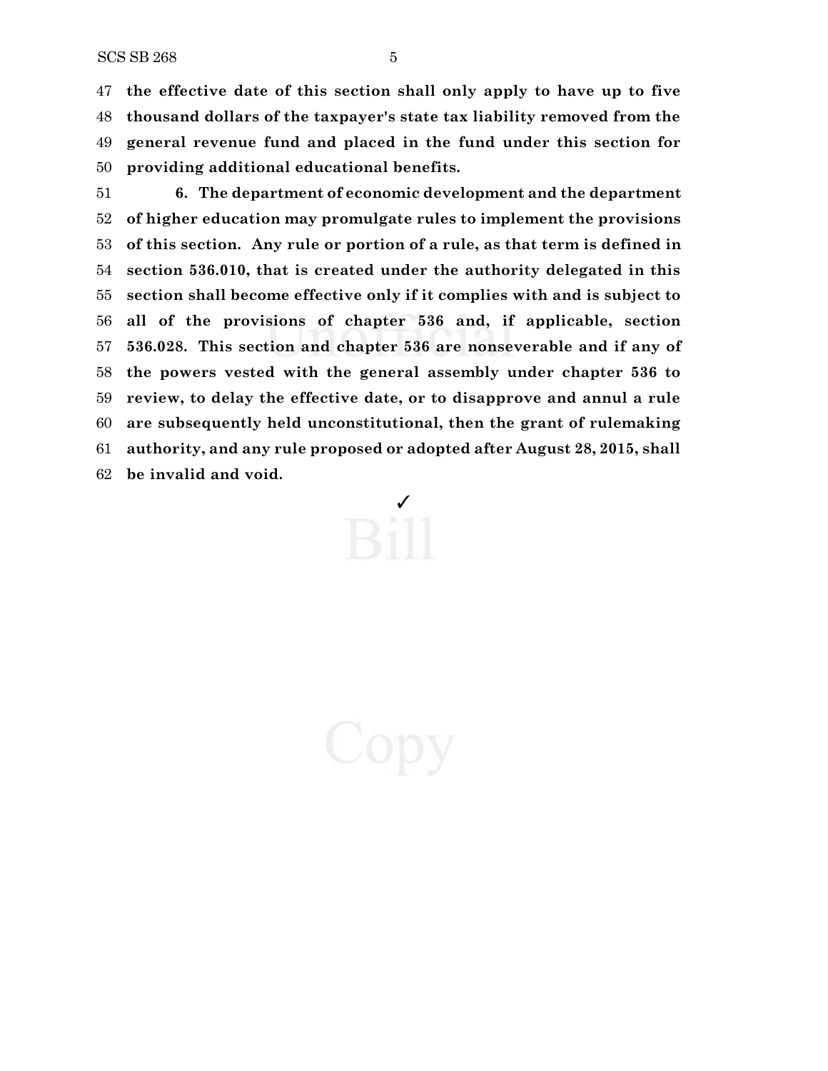**the effective date of this section shall only apply to have up to five thousand dollars of the taxpayer's state tax liability removed from the general revenue fund and placed in the fund under this section for providing additional educational benefits.**

**6. The department of economic development and the department of higher education may promulgate rules to implement the provisions of this section. Any rule or portion of a rule, as that term is defined in section 536.010, that is created under the authority delegated in this section shall become effective only if it complies with and is subject to all of the provisions of chapter 536 and, if applicable, section 536.028. This section and chapter 536 are nonseverable and if any of the powers vested with the general assembly under chapter 536 to review, to delay the effective date, or to disapprove and annul a rule are subsequently held unconstitutional, then the grant of rulemaking authority, and any rule proposed or adopted after August 28, 2015, shall be invalid and void.**

✓